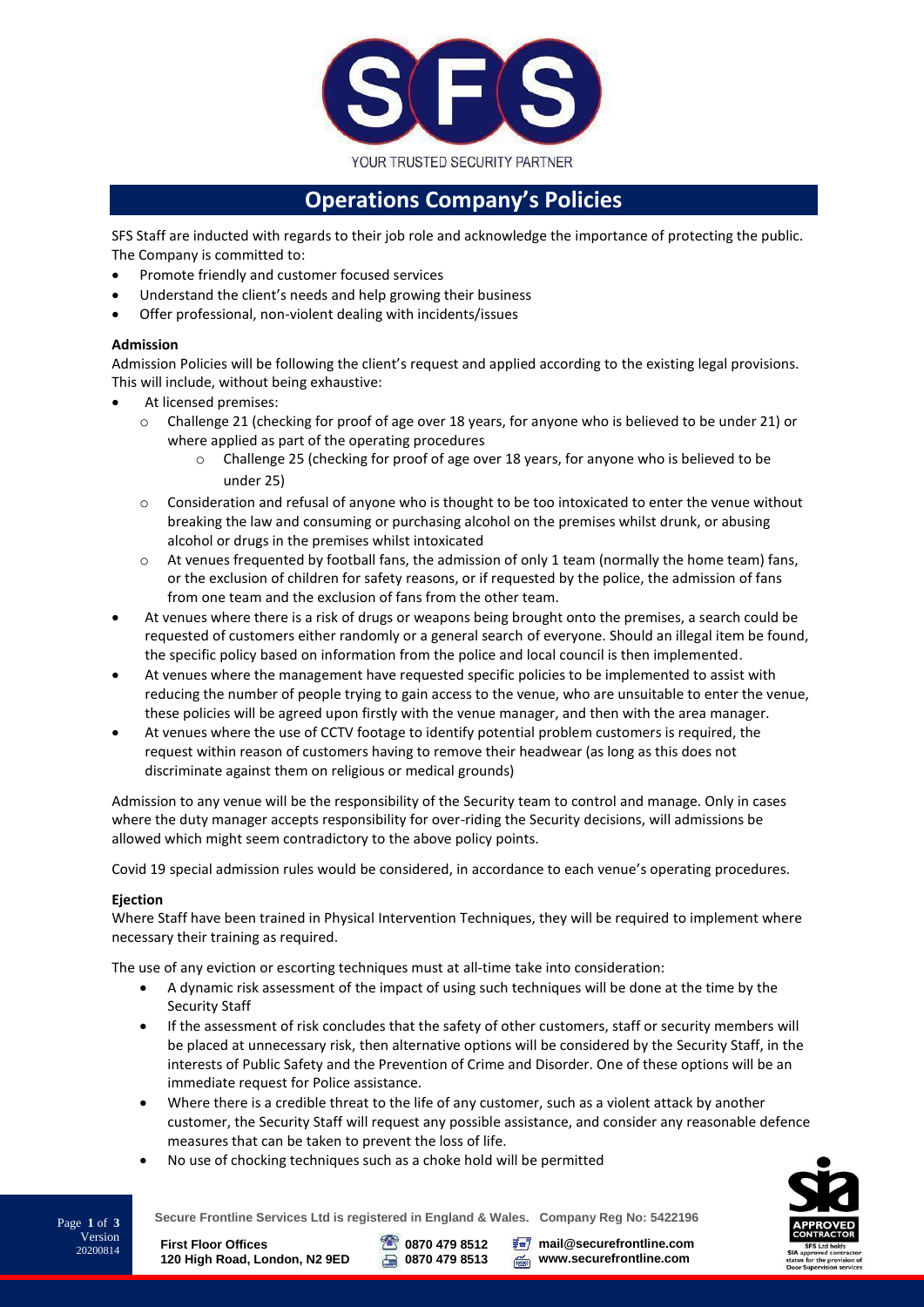YOUR TRUSTED SECURITY PARTNER

# Operations Company's Policies

SFS Staff are inducted with regards to their job role and acknowledge the importance of protecting the public. The Company is committed to:

- Promote friendly and customer focused services
- Understand the client's needs and help growing their business
- Offer professional, non-violent dealing with incidents/issues

**Admission**

Admission Policies will be following the client's request and applied according to the existing legal provisions. This will include, without being exhaustive:

- At licensed premises:
  - Challenge 21 (checking for proof of age over 18 years, for anyone who is believed to be under 21) or where applied as part of the operating procedures
    - Challenge 25 (checking for proof of age over 18 years, for anyone who is believed to be under 25)
  - Consideration and refusal of anyone who is thought to be too intoxicated to enter the venue without breaking the law and consuming or purchasing alcohol on the premises whilst drunk, or abusing alcohol or drugs in the premises whilst intoxicated
  - At venues frequented by football fans, the admission of only 1 team (normally the home team) fans, or the exclusion of children for safety reasons, or if requested by the police, the admission of fans from one team and the exclusion of fans from the other team.
- At venues where there is a risk of drugs or weapons being brought onto the premises, a search could be requested of customers either randomly or a general search of everyone. Should an illegal item be found, the specific policy based on information from the police and local council is then implemented.
- At venues where the management have requested specific policies to be implemented to assist with reducing the number of people trying to gain access to the venue, who are unsuitable to enter the venue, these policies will be agreed upon firstly with the venue manager, and then with the area manager.
- At venues where the use of CCTV footage to identify potential problem customers is required, the request within reason of customers having to remove their headwear (as long as this does not discriminate against them on religious or medical grounds)

Admission to any venue will be the responsibility of the Security team to control and manage. Only in cases where the duty manager accepts responsibility for over-riding the Security decisions, will admissions be allowed which might seem contradictory to the above policy points.

Covid 19 special admission rules would be considered, in accordance to each venue's operating procedures.

**Ejection**

Where Staff have been trained in Physical Intervention Techniques, they will be required to implement where necessary their training as required.

The use of any eviction or escorting techniques must at all-time take into consideration:

- A dynamic risk assessment of the impact of using such techniques will be done at the time by the Security Staff
- If the assessment of risk concludes that the safety of other customers, staff or security members will be placed at unnecessary risk, then alternative options will be considered by the Security Staff, in the interests of Public Safety and the Prevention of Crime and Disorder. One of these options will be an immediate request for Police assistance.
- Where there is a credible threat to the life of any customer, such as a violent attack by another customer, the Security Staff will request any possible assistance, and consider any reasonable defence measures that can be taken to prevent the loss of life.
- No use of chocking techniques such as a choke hold will be permitted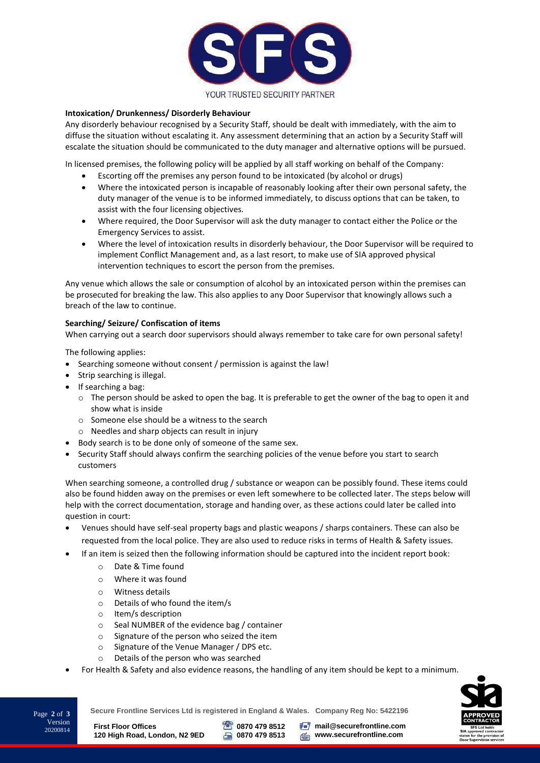**Intoxication/ Drunkenness/ Disorderly Behaviour**

Any disorderly behaviour recognised by a Security Staff, should be dealt with immediately, with the aim to diffuse the situation without escalating it. Any assessment determining that an action by a Security Staff will escalate the situation should be communicated to the duty manager and alternative options will be pursued.

In licensed premises, the following policy will be applied by all staff working on behalf of the Company:

- Escorting off the premises any person found to be intoxicated (by alcohol or drugs)
- Where the intoxicated person is incapable of reasonably looking after their own personal safety, the duty manager of the venue is to be informed immediately, to discuss options that can be taken, to assist with the four licensing objectives.
- Where required, the Door Supervisor will ask the duty manager to contact either the Police or the Emergency Services to assist.
- Where the level of intoxication results in disorderly behaviour, the Door Supervisor will be required to implement Conflict Management and, as a last resort, to make use of SIA approved physical intervention techniques to escort the person from the premises.

Any venue which allows the sale or consumption of alcohol by an intoxicated person within the premises can be prosecuted for breaking the law. This also applies to any Door Supervisor that knowingly allows such a breach of the law to continue.

**Searching/ Seizure/ Confiscation of items**

When carrying out a search door supervisors should always remember to take care for own personal safety!

The following applies:

- Searching someone without consent / permission is against the law!
- Strip searching is illegal.
- If searching a bag:
  - The person should be asked to open the bag. It is preferable to get the owner of the bag to open it and show what is inside
  - Someone else should be a witness to the search
  - Needles and sharp objects can result in injury
- Body search is to be done only of someone of the same sex.
- Security Staff should always confirm the searching policies of the venue before you start to search customers

When searching someone, a controlled drug / substance or weapon can be possibly found. These items could also be found hidden away on the premises or even left somewhere to be collected later. The steps below will help with the correct documentation, storage and handing over, as these actions could later be called into question in court:

- Venues should have self-seal property bags and plastic weapons / sharps containers. These can also be requested from the local police. They are also used to reduce risks in terms of Health & Safety issues.
- If an item is seized then the following information should be captured into the incident report book:
  - Date & Time found
  - Where it was found
  - Witness details
  - Details of who found the item/s
  - Item/s description
  - Seal NUMBER of the evidence bag / container
  - Signature of the person who seized the item
  - Signature of the Venue Manager / DPS etc.
  - Details of the person who was searched
- For Health & Safety and also evidence reasons, the handling of any item should be kept to a minimum.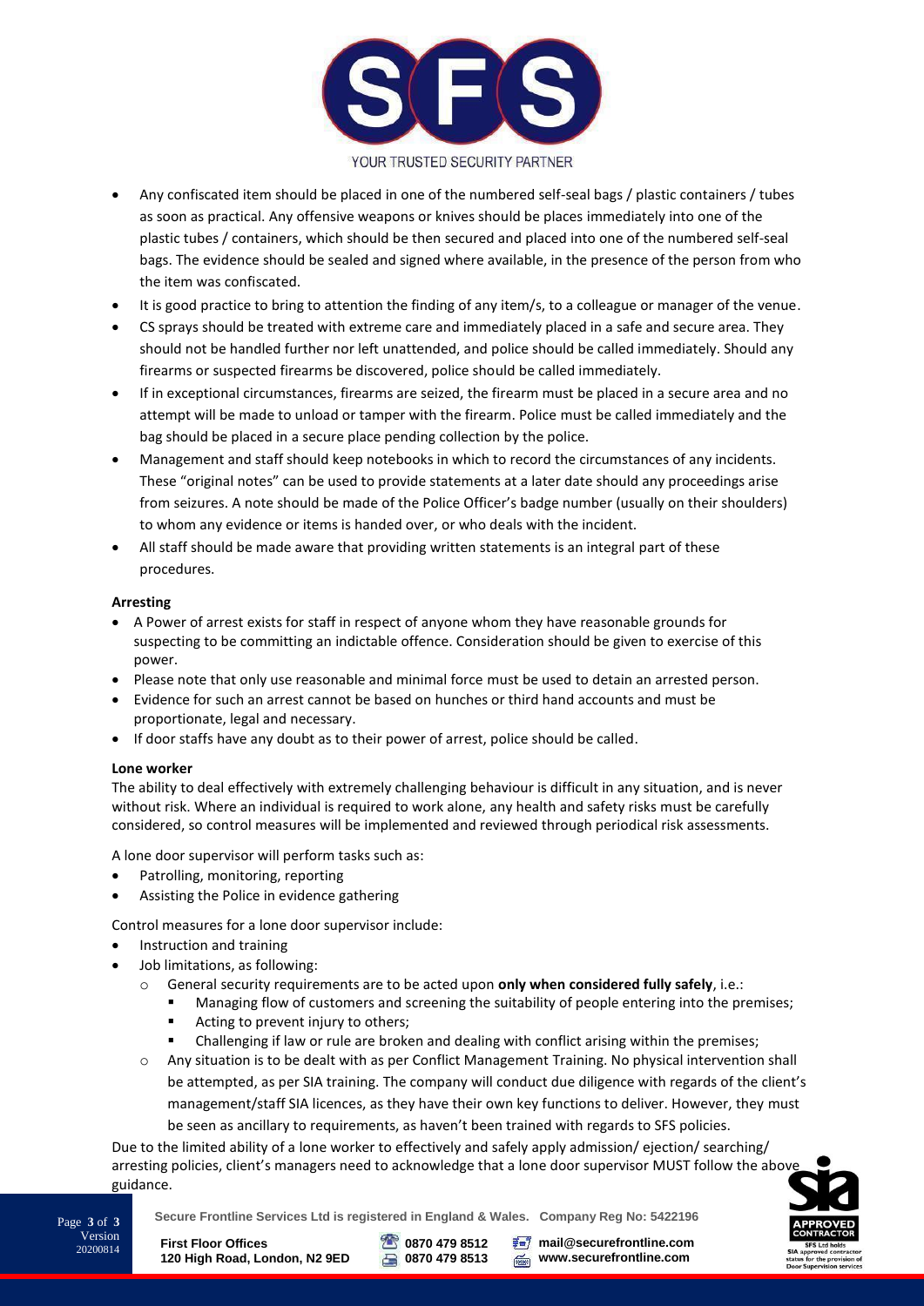- Any confiscated item should be placed in one of the numbered self-seal bags / plastic containers / tubes as soon as practical. Any offensive weapons or knives should be places immediately into one of the plastic tubes / containers, which should be then secured and placed into one of the numbered self-seal bags. The evidence should be sealed and signed where available, in the presence of the person from who the item was confiscated.
- It is good practice to bring to attention the finding of any item/s, to a colleague or manager of the venue.
- CS sprays should be treated with extreme care and immediately placed in a safe and secure area. They should not be handled further nor left unattended, and police should be called immediately. Should any firearms or suspected firearms be discovered, police should be called immediately.
- If in exceptional circumstances, firearms are seized, the firearm must be placed in a secure area and no attempt will be made to unload or tamper with the firearm. Police must be called immediately and the bag should be placed in a secure place pending collection by the police.
- Management and staff should keep notebooks in which to record the circumstances of any incidents. These "original notes" can be used to provide statements at a later date should any proceedings arise from seizures. A note should be made of the Police Officer's badge number (usually on their shoulders) to whom any evidence or items is handed over, or who deals with the incident.
- All staff should be made aware that providing written statements is an integral part of these procedures.

**Arresting**

- A Power of arrest exists for staff in respect of anyone whom they have reasonable grounds for suspecting to be committing an indictable offence. Consideration should be given to exercise of this power.
- Please note that only use reasonable and minimal force must be used to detain an arrested person.
- Evidence for such an arrest cannot be based on hunches or third hand accounts and must be proportionate, legal and necessary.
- If door staffs have any doubt as to their power of arrest, police should be called.

**Lone worker**

The ability to deal effectively with extremely challenging behaviour is difficult in any situation, and is never without risk. Where an individual is required to work alone, any health and safety risks must be carefully considered, so control measures will be implemented and reviewed through periodical risk assessments.

A lone door supervisor will perform tasks such as:

- Patrolling, monitoring, reporting
- Assisting the Police in evidence gathering

Control measures for a lone door supervisor include:

- Instruction and training
- Job limitations, as following:
  - General security requirements are to be acted upon **only when considered fully safely**, i.e.:
    - Managing flow of customers and screening the suitability of people entering into the premises;
    - Acting to prevent injury to others;
    - Challenging if law or rule are broken and dealing with conflict arising within the premises;
  - Any situation is to be dealt with as per Conflict Management Training. No physical intervention shall be attempted, as per SIA training. The company will conduct due diligence with regards of the client's management/staff SIA licences, as they have their own key functions to deliver. However, they must be seen as ancillary to requirements, as haven't been trained with regards to SFS policies.

Due to the limited ability of a lone worker to effectively and safely apply admission/ ejection/ searching/ arresting policies, client's managers need to acknowledge that a lone door supervisor MUST follow the above guidance.